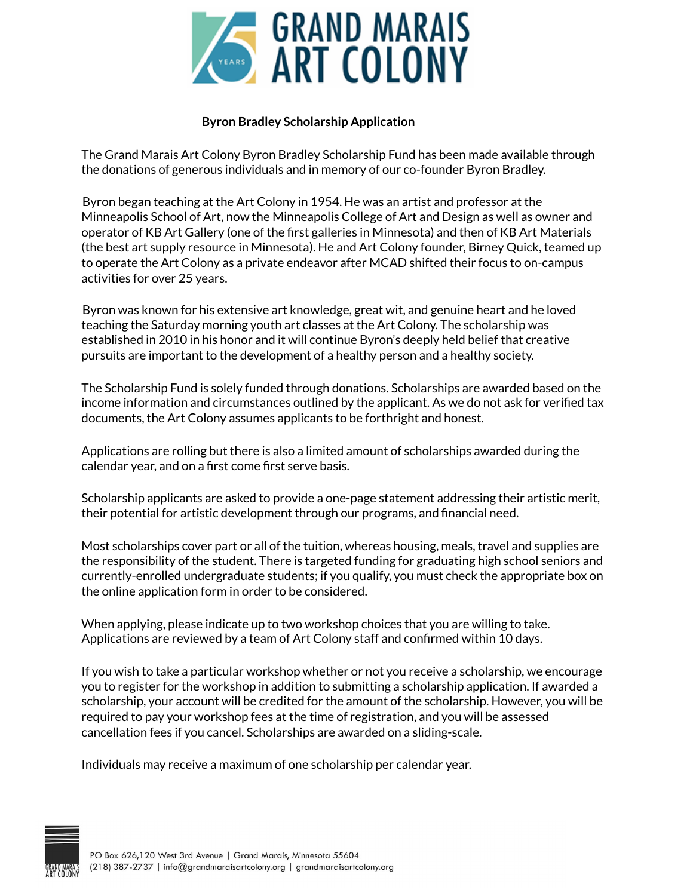# GRAND MARAIS ART COLONY

## Byron Bradley Scholarship Application

The Grand Marais Art Colony Byron Bradley Scholarship Fund has been made available through the donations of generous individuals and in memory of our co-founder Byron Bradley.

Byron began teaching at the Art Colony in 1954. He was an artist and professor at the Minneapolis School of Art, now the Minneapolis College of Art and Design as well as owner and operator of KB Art Gallery (one of the first galleries in Minnesota) and then of KB Art Materials (the best art supply resource in Minnesota). He and Art Colony founder, Birney Quick, teamed up to operate the Art Colony as a private endeavor after MCAD shifted their focus to on-campus activities for over 25 years.

Byron was known for his extensive art knowledge, great wit, and genuine heart and he loved teaching the Saturday morning youth art classes at the Art Colony. The scholarship was established in 2010 in his honor and it will continue Byron's deeply held belief that creative pursuits are important to the development of a healthy person and a healthy society.

The Scholarship Fund is solely funded through donations. Scholarships are awarded based on the income information and circumstances outlined by the applicant. As we do not ask for verified tax documents, the Art Colony assumes applicants to be forthright and honest.

Applications are rolling but there is also a limited amount of scholarships awarded during the calendar year, and on a first come first serve basis.

Scholarship applicants are asked to provide a one-page statement addressing their artistic merit, their potential for artistic development through our programs, and financial need.

Most scholarships cover part or all of the tuition, whereas housing, meals, travel and supplies are the responsibility of the student. There is targeted funding for graduating high school seniors and currently-enrolled undergraduate students; if you qualify, you must check the appropriate box on the online application form in order to be considered.

When applying, please indicate up to two workshop choices that you are willing to take. Applications are reviewed by a team of Art Colony staff and confirmed within 10 days.

If you wish to take a particular workshop whether or not you receive a scholarship, we encourage you to register for the workshop in addition to submitting a scholarship application. If awarded a scholarship, your account will be credited for the amount of the scholarship. However, you will be required to pay your workshop fees at the time of registration, and you will be assessed cancellation fees if you cancel. Scholarships are awarded on a sliding-scale.

Individuals may receive a maximum of one scholarship per calendar year.

PO Box 626,120 West 3rd Avenue | Grand Marais, Minnesota 55604
(218) 387-2737 | info@grandmaraisartcolony.org | grandmaraisartcolony.org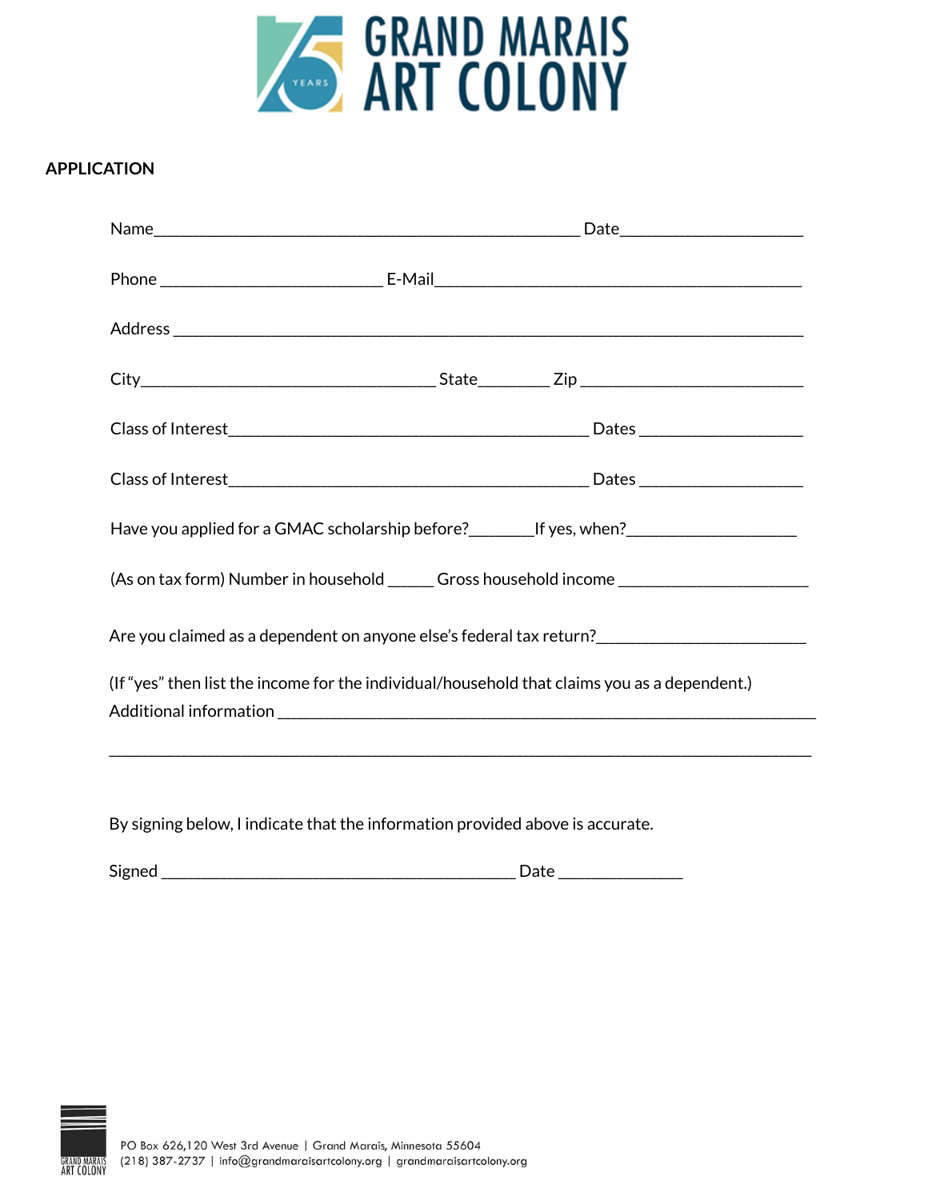# GRAND MARAIS ART COLONY

**APPLICATION**

Name_____________________________________________ Date___________________

Phone _______________________ E-Mail______________________________________

Address __________________________________________________________________

City______________________________ State_______ Zip _______________________

Class of Interest_____________________________________ Dates ________________

Class of Interest_____________________________________ Dates ________________

Have you applied for a GMAC scholarship before?_______If yes, when?_________________

(As on tax form) Number in household _____ Gross household income ____________________

Are you claimed as a dependent on anyone else's federal tax return?______________________

(If "yes" then list the income for the individual/household that claims you as a dependent.)
Additional information _______________________________________________________

________________________________________________________________________

By signing below, I indicate that the information provided above is accurate.

Signed ____________________________________ Date _____________

PO Box 626,120 West 3rd Avenue | Grand Marais, Minnesota 55604
(218) 387-2737 | info@grandmaraisartcolony.org | grandmaraisartcolony.org